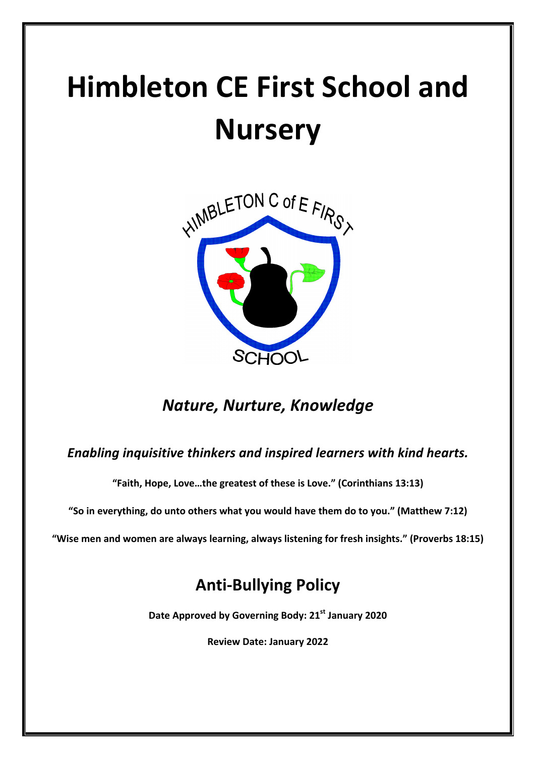# Himbleton CE First School and Nursery

*Nature, Nurture, Knowledge*

*Enabling inquisitive thinkers and inspired learners with kind hearts.*

**"Faith, Hope, Love…the greatest of these is Love." (Corinthians 13:13)**

**"So in everything, do unto others what you would have them do to you." (Matthew 7:12)**

**"Wise men and women are always learning, always listening for fresh insights." (Proverbs 18:15)**

## Anti-Bullying Policy

**Date Approved by Governing Body: 21st January 2020**

**Review Date: January 2022**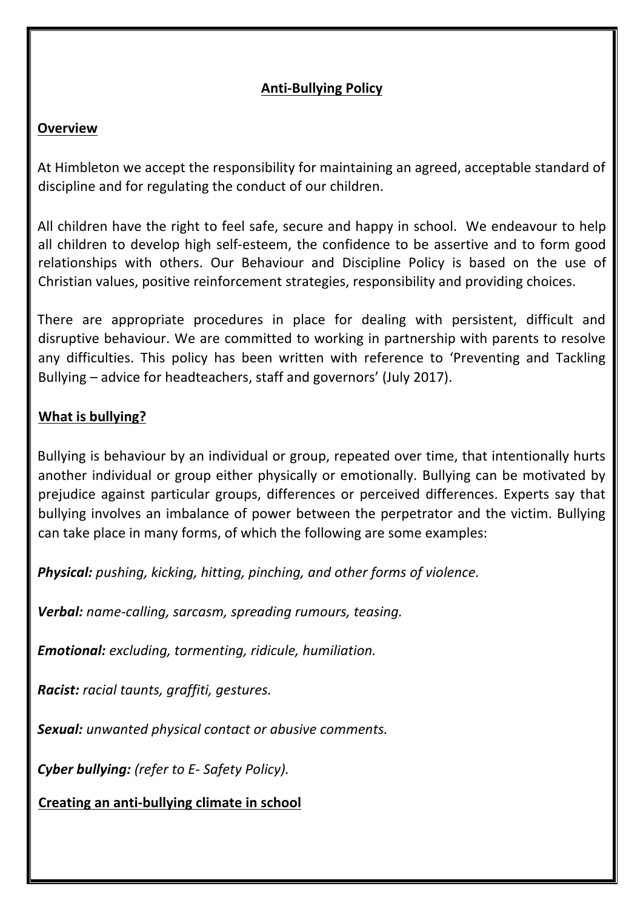# Anti-Bullying Policy

## Overview

At Himbleton we accept the responsibility for maintaining an agreed, acceptable standard of discipline and for regulating the conduct of our children.

All children have the right to feel safe, secure and happy in school. We endeavour to help all children to develop high self-esteem, the confidence to be assertive and to form good relationships with others. Our Behaviour and Discipline Policy is based on the use of Christian values, positive reinforcement strategies, responsibility and providing choices.

There are appropriate procedures in place for dealing with persistent, difficult and disruptive behaviour. We are committed to working in partnership with parents to resolve any difficulties. This policy has been written with reference to 'Preventing and Tackling Bullying – advice for headteachers, staff and governors' (July 2017).

## What is bullying?

Bullying is behaviour by an individual or group, repeated over time, that intentionally hurts another individual or group either physically or emotionally. Bullying can be motivated by prejudice against particular groups, differences or perceived differences. Experts say that bullying involves an imbalance of power between the perpetrator and the victim. Bullying can take place in many forms, of which the following are some examples:

***Physical:*** *pushing, kicking, hitting, pinching, and other forms of violence.*

***Verbal:*** *name-calling, sarcasm, spreading rumours, teasing.*

***Emotional:*** *excluding, tormenting, ridicule, humiliation.*

***Racist:*** *racial taunts, graffiti, gestures.*

***Sexual:*** *unwanted physical contact or abusive comments.*

***Cyber bullying:*** *(refer to E- Safety Policy).*

## Creating an anti-bullying climate in school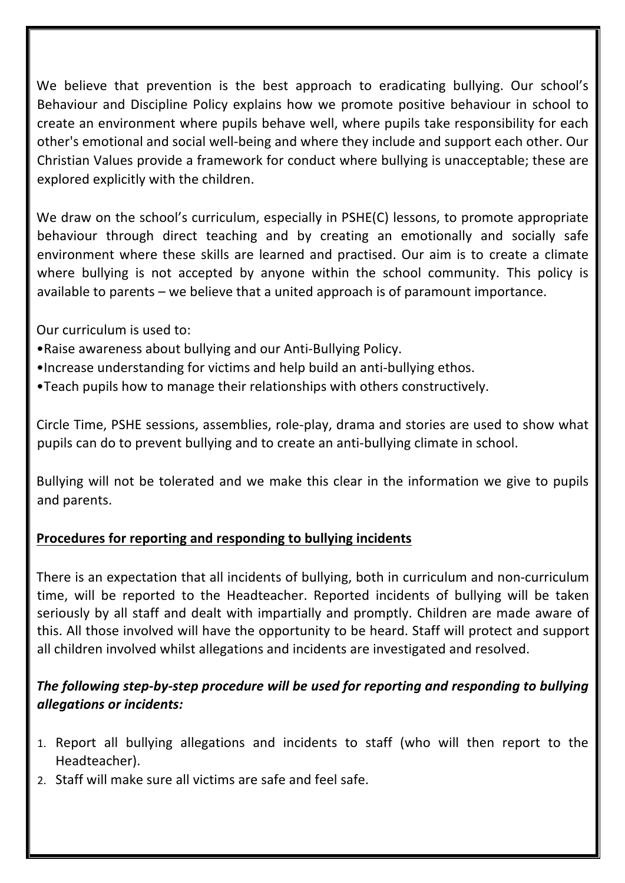We believe that prevention is the best approach to eradicating bullying. Our school's Behaviour and Discipline Policy explains how we promote positive behaviour in school to create an environment where pupils behave well, where pupils take responsibility for each other's emotional and social well-being and where they include and support each other. Our Christian Values provide a framework for conduct where bullying is unacceptable; these are explored explicitly with the children.

We draw on the school's curriculum, especially in PSHE(C) lessons, to promote appropriate behaviour through direct teaching and by creating an emotionally and socially safe environment where these skills are learned and practised. Our aim is to create a climate where bullying is not accepted by anyone within the school community. This policy is available to parents – we believe that a united approach is of paramount importance.

Our curriculum is used to:

- Raise awareness about bullying and our Anti-Bullying Policy.
- Increase understanding for victims and help build an anti-bullying ethos.
- Teach pupils how to manage their relationships with others constructively.

Circle Time, PSHE sessions, assemblies, role-play, drama and stories are used to show what pupils can do to prevent bullying and to create an anti-bullying climate in school.

Bullying will not be tolerated and we make this clear in the information we give to pupils and parents.

**<u>Procedures for reporting and responding to bullying incidents</u>**

There is an expectation that all incidents of bullying, both in curriculum and non-curriculum time, will be reported to the Headteacher. Reported incidents of bullying will be taken seriously by all staff and dealt with impartially and promptly. Children are made aware of this. All those involved will have the opportunity to be heard. Staff will protect and support all children involved whilst allegations and incidents are investigated and resolved.

***The following step-by-step procedure will be used for reporting and responding to bullying allegations or incidents:***

1. Report all bullying allegations and incidents to staff (who will then report to the Headteacher).
2. Staff will make sure all victims are safe and feel safe.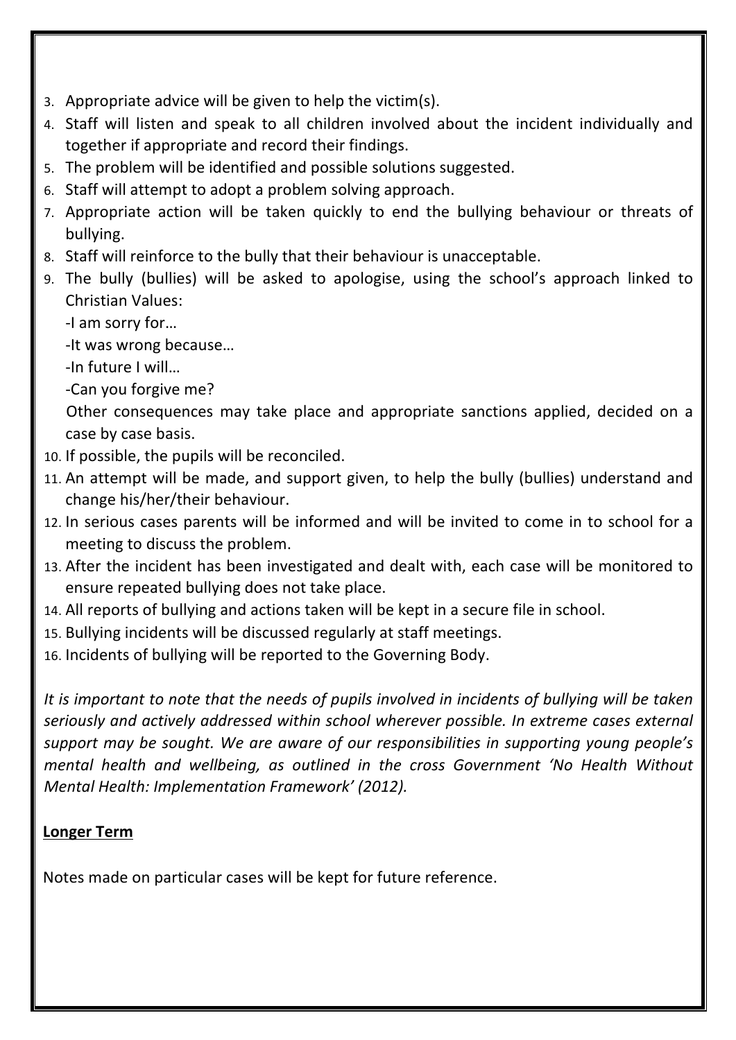3. Appropriate advice will be given to help the victim(s).
4. Staff will listen and speak to all children involved about the incident individually and together if appropriate and record their findings.
5. The problem will be identified and possible solutions suggested.
6. Staff will attempt to adopt a problem solving approach.
7. Appropriate action will be taken quickly to end the bullying behaviour or threats of bullying.
8. Staff will reinforce to the bully that their behaviour is unacceptable.
9. The bully (bullies) will be asked to apologise, using the school's approach linked to Christian Values:
   -I am sorry for…
   -It was wrong because…
   -In future I will…
   -Can you forgive me?
   Other consequences may take place and appropriate sanctions applied, decided on a case by case basis.
10. If possible, the pupils will be reconciled.
11. An attempt will be made, and support given, to help the bully (bullies) understand and change his/her/their behaviour.
12. In serious cases parents will be informed and will be invited to come in to school for a meeting to discuss the problem.
13. After the incident has been investigated and dealt with, each case will be monitored to ensure repeated bullying does not take place.
14. All reports of bullying and actions taken will be kept in a secure file in school.
15. Bullying incidents will be discussed regularly at staff meetings.
16. Incidents of bullying will be reported to the Governing Body.

*It is important to note that the needs of pupils involved in incidents of bullying will be taken seriously and actively addressed within school wherever possible. In extreme cases external support may be sought. We are aware of our responsibilities in supporting young people's mental health and wellbeing, as outlined in the cross Government 'No Health Without Mental Health: Implementation Framework' (2012).*

**Longer Term**

Notes made on particular cases will be kept for future reference.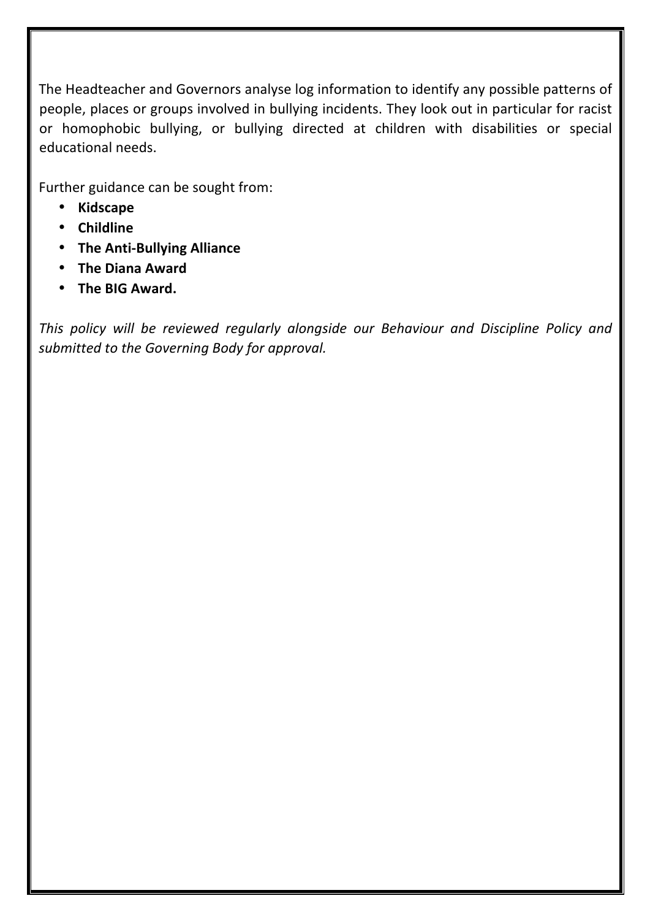The Headteacher and Governors analyse log information to identify any possible patterns of people, places or groups involved in bullying incidents. They look out in particular for racist or homophobic bullying, or bullying directed at children with disabilities or special educational needs.

Further guidance can be sought from:

- **Kidscape**
- **Childline**
- **The Anti-Bullying Alliance**
- **The Diana Award**
- **The BIG Award.**

*This policy will be reviewed regularly alongside our Behaviour and Discipline Policy and submitted to the Governing Body for approval.*